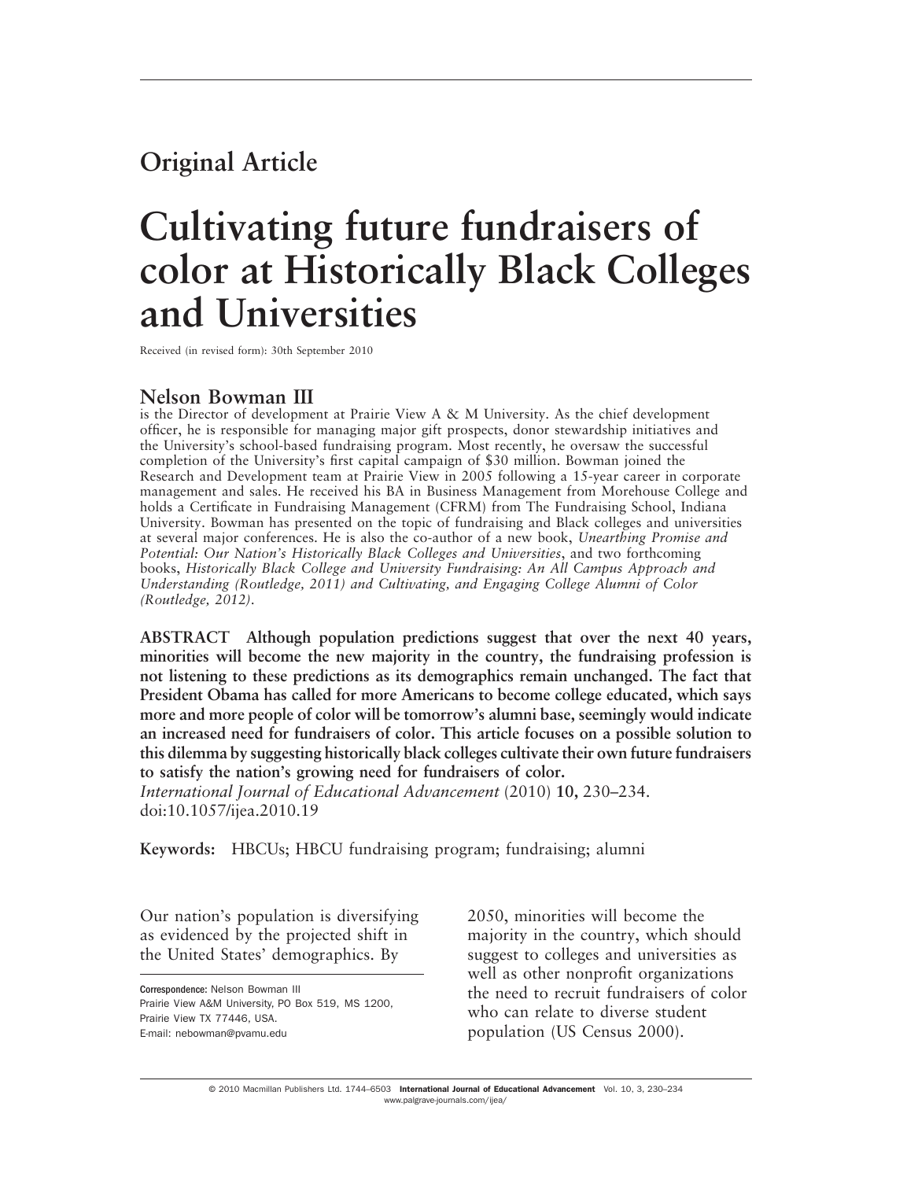Original Article

# Cultivating future fundraisers of color at Historically Black Colleges and Universities

Received (in revised form): 30th September 2010

## Nelson Bowman III

is the Director of development at Prairie View A & M University. As the chief development officer, he is responsible for managing major gift prospects, donor stewardship initiatives and the University's school-based fundraising program. Most recently, he oversaw the successful completion of the University's first capital campaign of $30 million. Bowman joined the Research and Development team at Prairie View in 2005 following a 15-year career in corporate management and sales. He received his BA in Business Management from Morehouse College and holds a Certificate in Fundraising Management (CFRM) from The Fundraising School, Indiana University. Bowman has presented on the topic of fundraising and Black colleges and universities at several major conferences. He is also the co-author of a new book, *Unearthing Promise and Potential: Our Nation's Historically Black Colleges and Universities*, and two forthcoming books, *Historically Black College and University Fundraising: An All Campus Approach and Understanding (Routledge, 2011) and Cultivating, and Engaging College Alumni of Color (Routledge, 2012).*

**ABSTRACT Although population predictions suggest that over the next 40 years, minorities will become the new majority in the country, the fundraising profession is not listening to these predictions as its demographics remain unchanged. The fact that President Obama has called for more Americans to become college educated, which says more and more people of color will be tomorrow's alumni base, seemingly would indicate an increased need for fundraisers of color. This article focuses on a possible solution to this dilemma by suggesting historically black colleges cultivate their own future fundraisers to satisfy the nation's growing need for fundraisers of color.**

*International Journal of Educational Advancement* (2010) **10,** 230–234. doi:10.1057/ijea.2010.19

**Keywords:** HBCUs; HBCU fundraising program; fundraising; alumni

Our nation's population is diversifying as evidenced by the projected shift in the United States' demographics. By 2050, minorities will become the majority in the country, which should suggest to colleges and universities as well as other nonprofit organizations the need to recruit fundraisers of color who can relate to diverse student population (US Census 2000).

Correspondence: Nelson Bowman III
Prairie View A&M University, PO Box 519, MS 1200, Prairie View TX 77446, USA.
E-mail: nebowman@pvamu.edu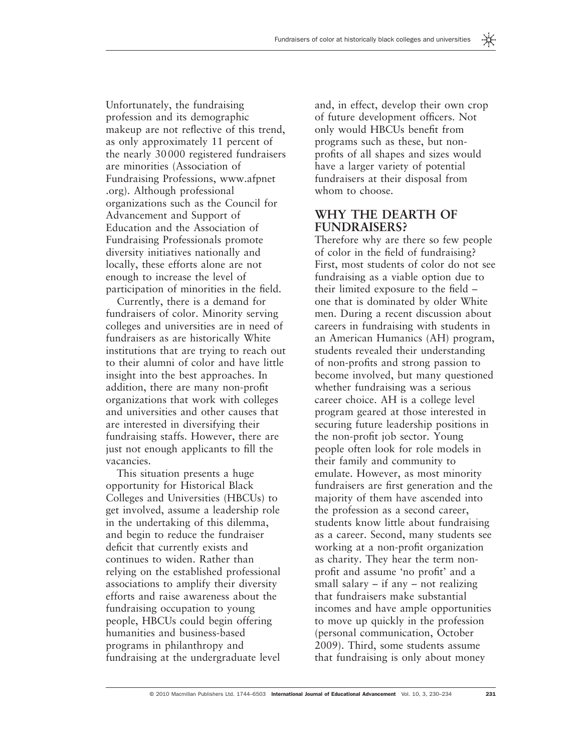Unfortunately, the fundraising profession and its demographic makeup are not reflective of this trend, as only approximately 11 percent of the nearly 30 000 registered fundraisers are minorities (Association of Fundraising Professions, www.afpnet.org). Although professional organizations such as the Council for Advancement and Support of Education and the Association of Fundraising Professionals promote diversity initiatives nationally and locally, these efforts alone are not enough to increase the level of participation of minorities in the field.

Currently, there is a demand for fundraisers of color. Minority serving colleges and universities are in need of fundraisers as are historically White institutions that are trying to reach out to their alumni of color and have little insight into the best approaches. In addition, there are many non-profit organizations that work with colleges and universities and other causes that are interested in diversifying their fundraising staffs. However, there are just not enough applicants to fill the vacancies.

This situation presents a huge opportunity for Historical Black Colleges and Universities (HBCUs) to get involved, assume a leadership role in the undertaking of this dilemma, and begin to reduce the fundraiser deficit that currently exists and continues to widen. Rather than relying on the established professional associations to amplify their diversity efforts and raise awareness about the fundraising occupation to young people, HBCUs could begin offering humanities and business-based programs in philanthropy and fundraising at the undergraduate level and, in effect, develop their own crop of future development officers. Not only would HBCUs benefit from programs such as these, but non-profits of all shapes and sizes would have a larger variety of potential fundraisers at their disposal from whom to choose.

## WHY THE DEARTH OF FUNDRAISERS?

Therefore why are there so few people of color in the field of fundraising? First, most students of color do not see fundraising as a viable option due to their limited exposure to the field – one that is dominated by older White men. During a recent discussion about careers in fundraising with students in an American Humanics (AH) program, students revealed their understanding of non-profits and strong passion to become involved, but many questioned whether fundraising was a serious career choice. AH is a college level program geared at those interested in securing future leadership positions in the non-profit job sector. Young people often look for role models in their family and community to emulate. However, as most minority fundraisers are first generation and the majority of them have ascended into the profession as a second career, students know little about fundraising as a career. Second, many students see working at a non-profit organization as charity. They hear the term non-profit and assume 'no profit' and a small salary – if any – not realizing that fundraisers make substantial incomes and have ample opportunities to move up quickly in the profession (personal communication, October 2009). Third, some students assume that fundraising is only about money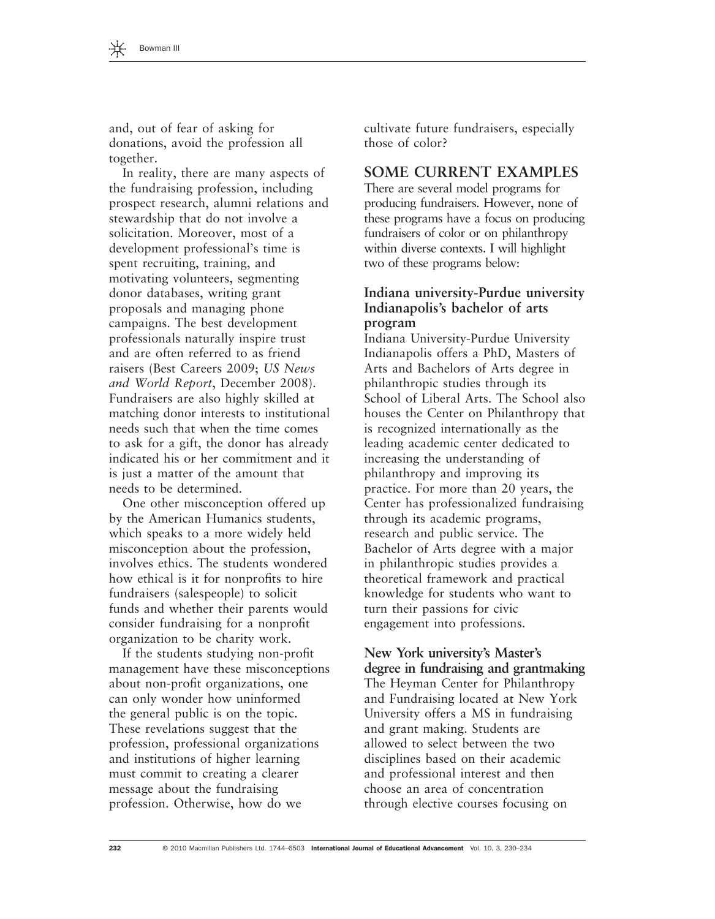and, out of fear of asking for donations, avoid the profession all together.

In reality, there are many aspects of the fundraising profession, including prospect research, alumni relations and stewardship that do not involve a solicitation. Moreover, most of a development professional's time is spent recruiting, training, and motivating volunteers, segmenting donor databases, writing grant proposals and managing phone campaigns. The best development professionals naturally inspire trust and are often referred to as friend raisers (Best Careers 2009; *US News and World Report*, December 2008). Fundraisers are also highly skilled at matching donor interests to institutional needs such that when the time comes to ask for a gift, the donor has already indicated his or her commitment and it is just a matter of the amount that needs to be determined.

One other misconception offered up by the American Humanics students, which speaks to a more widely held misconception about the profession, involves ethics. The students wondered how ethical is it for nonprofits to hire fundraisers (salespeople) to solicit funds and whether their parents would consider fundraising for a nonprofit organization to be charity work.

If the students studying non-profit management have these misconceptions about non-profit organizations, one can only wonder how uninformed the general public is on the topic. These revelations suggest that the profession, professional organizations and institutions of higher learning must commit to creating a clearer message about the fundraising profession. Otherwise, how do we cultivate future fundraisers, especially those of color?

## SOME CURRENT EXAMPLES

There are several model programs for producing fundraisers. However, none of these programs have a focus on producing fundraisers of color or on philanthropy within diverse contexts. I will highlight two of these programs below:

### Indiana university-Purdue university Indianapolis's bachelor of arts program

Indiana University-Purdue University Indianapolis offers a PhD, Masters of Arts and Bachelors of Arts degree in philanthropic studies through its School of Liberal Arts. The School also houses the Center on Philanthropy that is recognized internationally as the leading academic center dedicated to increasing the understanding of philanthropy and improving its practice. For more than 20 years, the Center has professionalized fundraising through its academic programs, research and public service. The Bachelor of Arts degree with a major in philanthropic studies provides a theoretical framework and practical knowledge for students who want to turn their passions for civic engagement into professions.

### New York university's Master's degree in fundraising and grantmaking

The Heyman Center for Philanthropy and Fundraising located at New York University offers a MS in fundraising and grant making. Students are allowed to select between the two disciplines based on their academic and professional interest and then choose an area of concentration through elective courses focusing on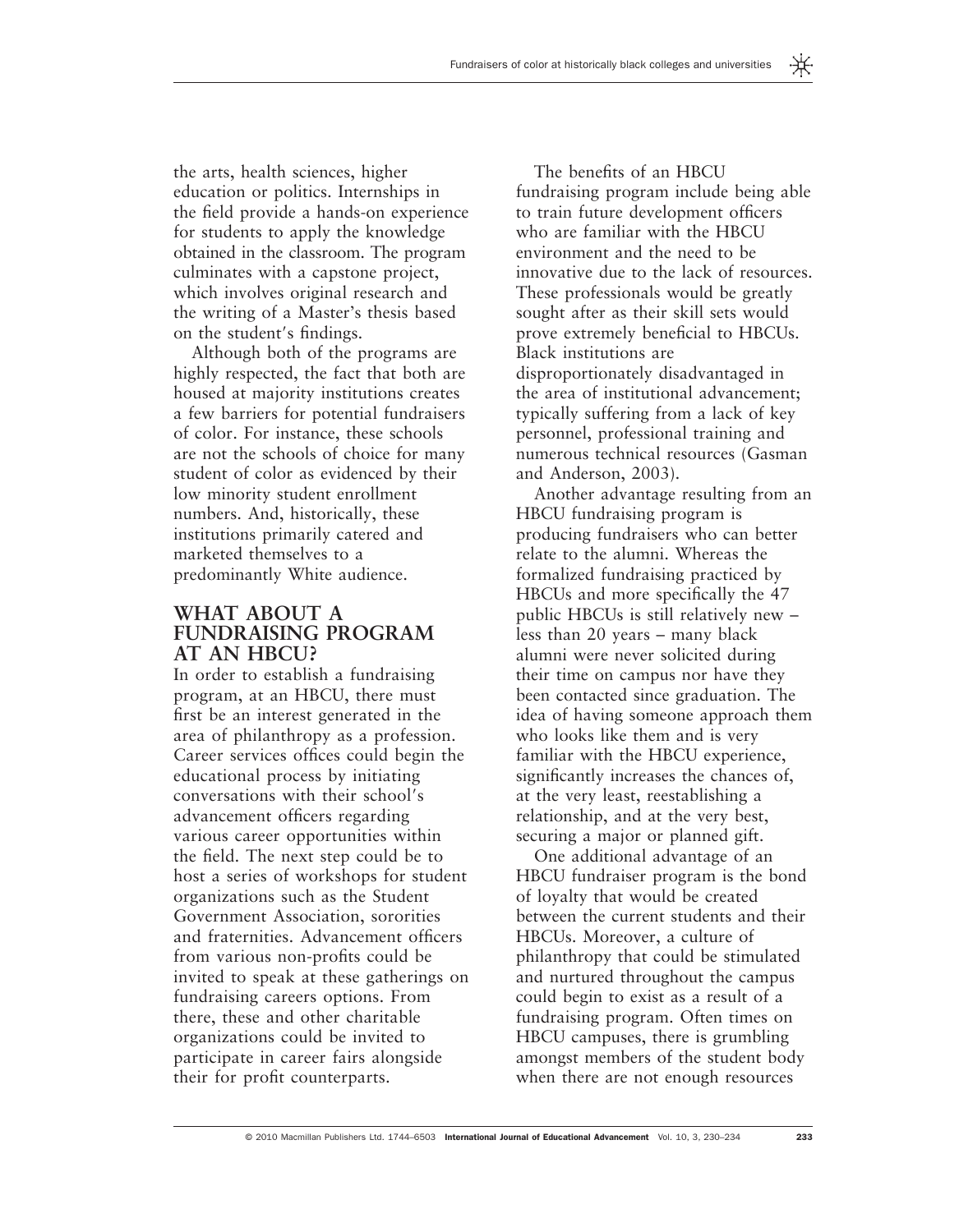the arts, health sciences, higher education or politics. Internships in the field provide a hands-on experience for students to apply the knowledge obtained in the classroom. The program culminates with a capstone project, which involves original research and the writing of a Master's thesis based on the student's findings.

Although both of the programs are highly respected, the fact that both are housed at majority institutions creates a few barriers for potential fundraisers of color. For instance, these schools are not the schools of choice for many student of color as evidenced by their low minority student enrollment numbers. And, historically, these institutions primarily catered and marketed themselves to a predominantly White audience.

## WHAT ABOUT A FUNDRAISING PROGRAM AT AN HBCU?

In order to establish a fundraising program, at an HBCU, there must first be an interest generated in the area of philanthropy as a profession. Career services offices could begin the educational process by initiating conversations with their school's advancement officers regarding various career opportunities within the field. The next step could be to host a series of workshops for student organizations such as the Student Government Association, sororities and fraternities. Advancement officers from various non-profits could be invited to speak at these gatherings on fundraising careers options. From there, these and other charitable organizations could be invited to participate in career fairs alongside their for profit counterparts.

The benefits of an HBCU fundraising program include being able to train future development officers who are familiar with the HBCU environment and the need to be innovative due to the lack of resources. These professionals would be greatly sought after as their skill sets would prove extremely beneficial to HBCUs. Black institutions are disproportionately disadvantaged in the area of institutional advancement; typically suffering from a lack of key personnel, professional training and numerous technical resources (Gasman and Anderson, 2003).

Another advantage resulting from an HBCU fundraising program is producing fundraisers who can better relate to the alumni. Whereas the formalized fundraising practiced by HBCUs and more specifically the 47 public HBCUs is still relatively new – less than 20 years – many black alumni were never solicited during their time on campus nor have they been contacted since graduation. The idea of having someone approach them who looks like them and is very familiar with the HBCU experience, significantly increases the chances of, at the very least, reestablishing a relationship, and at the very best, securing a major or planned gift.

One additional advantage of an HBCU fundraiser program is the bond of loyalty that would be created between the current students and their HBCUs. Moreover, a culture of philanthropy that could be stimulated and nurtured throughout the campus could begin to exist as a result of a fundraising program. Often times on HBCU campuses, there is grumbling amongst members of the student body when there are not enough resources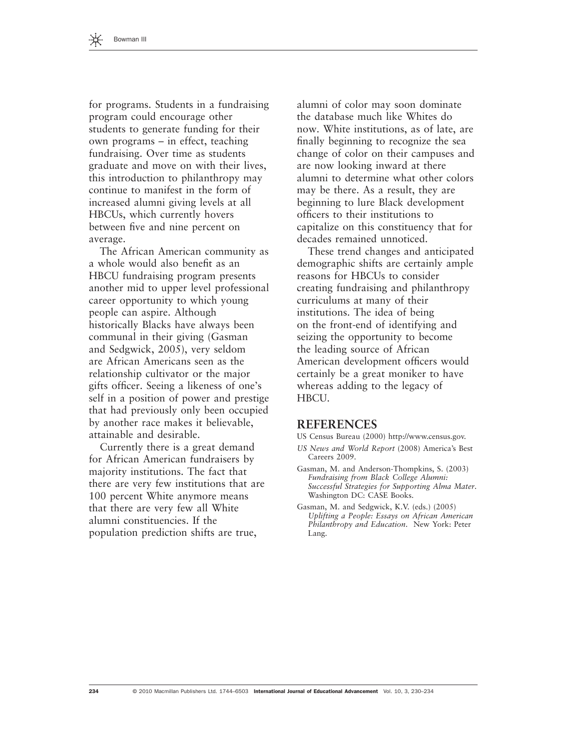for programs. Students in a fundraising program could encourage other students to generate funding for their own programs – in effect, teaching fundraising. Over time as students graduate and move on with their lives, this introduction to philanthropy may continue to manifest in the form of increased alumni giving levels at all HBCUs, which currently hovers between five and nine percent on average.

The African American community as a whole would also benefit as an HBCU fundraising program presents another mid to upper level professional career opportunity to which young people can aspire. Although historically Blacks have always been communal in their giving (Gasman and Sedgwick, 2005), very seldom are African Americans seen as the relationship cultivator or the major gifts officer. Seeing a likeness of one's self in a position of power and prestige that had previously only been occupied by another race makes it believable, attainable and desirable.

Currently there is a great demand for African American fundraisers by majority institutions. The fact that there are very few institutions that are 100 percent White anymore means that there are very few all White alumni constituencies. If the population prediction shifts are true, alumni of color may soon dominate the database much like Whites do now. White institutions, as of late, are finally beginning to recognize the sea change of color on their campuses and are now looking inward at there alumni to determine what other colors may be there. As a result, they are beginning to lure Black development officers to their institutions to capitalize on this constituency that for decades remained unnoticed.

These trend changes and anticipated demographic shifts are certainly ample reasons for HBCUs to consider creating fundraising and philanthropy curriculums at many of their institutions. The idea of being on the front-end of identifying and seizing the opportunity to become the leading source of African American development officers would certainly be a great moniker to have whereas adding to the legacy of HBCU.

## REFERENCES

US Census Bureau (2000) http://www.census.gov.

*US News and World Report* (2008) America's Best Careers 2009.

Gasman, M. and Anderson-Thompkins, S. (2003) *Fundraising from Black College Alumni: Successful Strategies for Supporting Alma Mater*. Washington DC: CASE Books.

Gasman, M. and Sedgwick, K.V. (eds.) (2005) *Uplifting a People: Essays on African American Philanthropy and Education*. New York: Peter Lang.